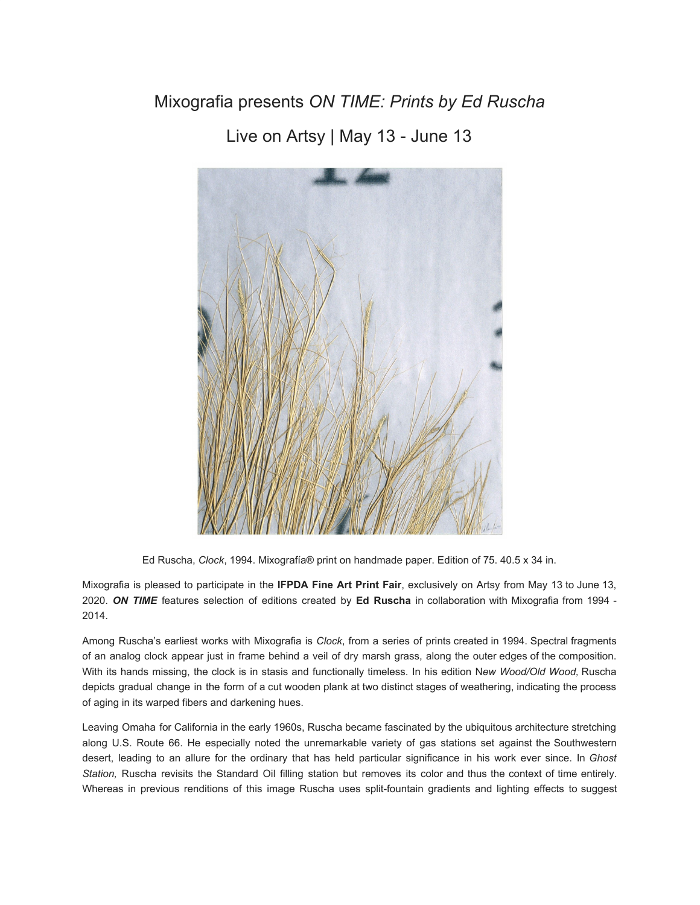# Mixografia presents *ON TIME: Prints by Ed Ruscha*

## Live on Artsy | May 13 - June 13

Ed Ruscha, *Clock*, 1994. Mixografía® print on handmade paper. Edition of 75. 40.5 x 34 in.

Mixografia is pleased to participate in the **IFPDA Fine Art Print Fair**, exclusively on Artsy from May 13 to June 13, 2020. ***ON TIME*** features selection of editions created by **Ed Ruscha** in collaboration with Mixografia from 1994 - 2014.

Among Ruscha's earliest works with Mixografia is *Clock*, from a series of prints created in 1994. Spectral fragments of an analog clock appear just in frame behind a veil of dry marsh grass, along the outer edges of the composition. With its hands missing, the clock is in stasis and functionally timeless. In his edition N*ew Wood/Old Wood,* Ruscha depicts gradual change in the form of a cut wooden plank at two distinct stages of weathering, indicating the process of aging in its warped fibers and darkening hues.

Leaving Omaha for California in the early 1960s, Ruscha became fascinated by the ubiquitous architecture stretching along U.S. Route 66. He especially noted the unremarkable variety of gas stations set against the Southwestern desert, leading to an allure for the ordinary that has held particular significance in his work ever since. In *Ghost Station,* Ruscha revisits the Standard Oil filling station but removes its color and thus the context of time entirely. Whereas in previous renditions of this image Ruscha uses split-fountain gradients and lighting effects to suggest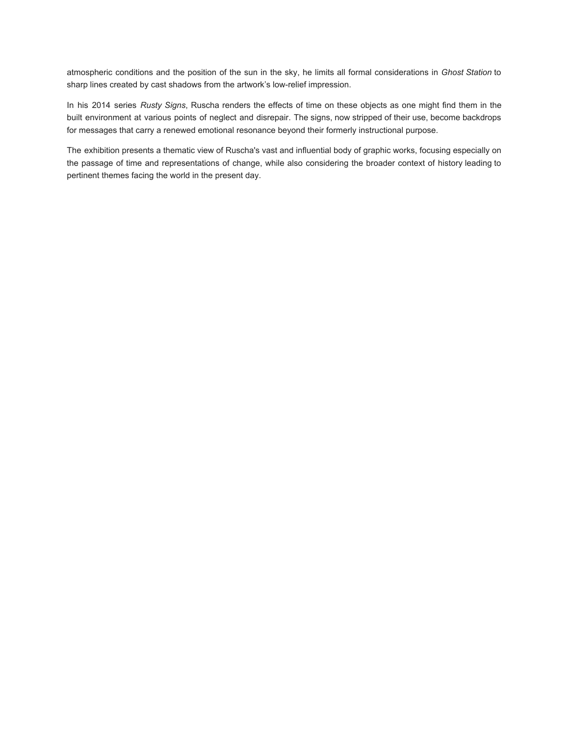atmospheric conditions and the position of the sun in the sky, he limits all formal considerations in *Ghost Station* to sharp lines created by cast shadows from the artwork's low-relief impression.

In his 2014 series *Rusty Signs*, Ruscha renders the effects of time on these objects as one might find them in the built environment at various points of neglect and disrepair. The signs, now stripped of their use, become backdrops for messages that carry a renewed emotional resonance beyond their formerly instructional purpose.

The exhibition presents a thematic view of Ruscha's vast and influential body of graphic works, focusing especially on the passage of time and representations of change, while also considering the broader context of history leading to pertinent themes facing the world in the present day.